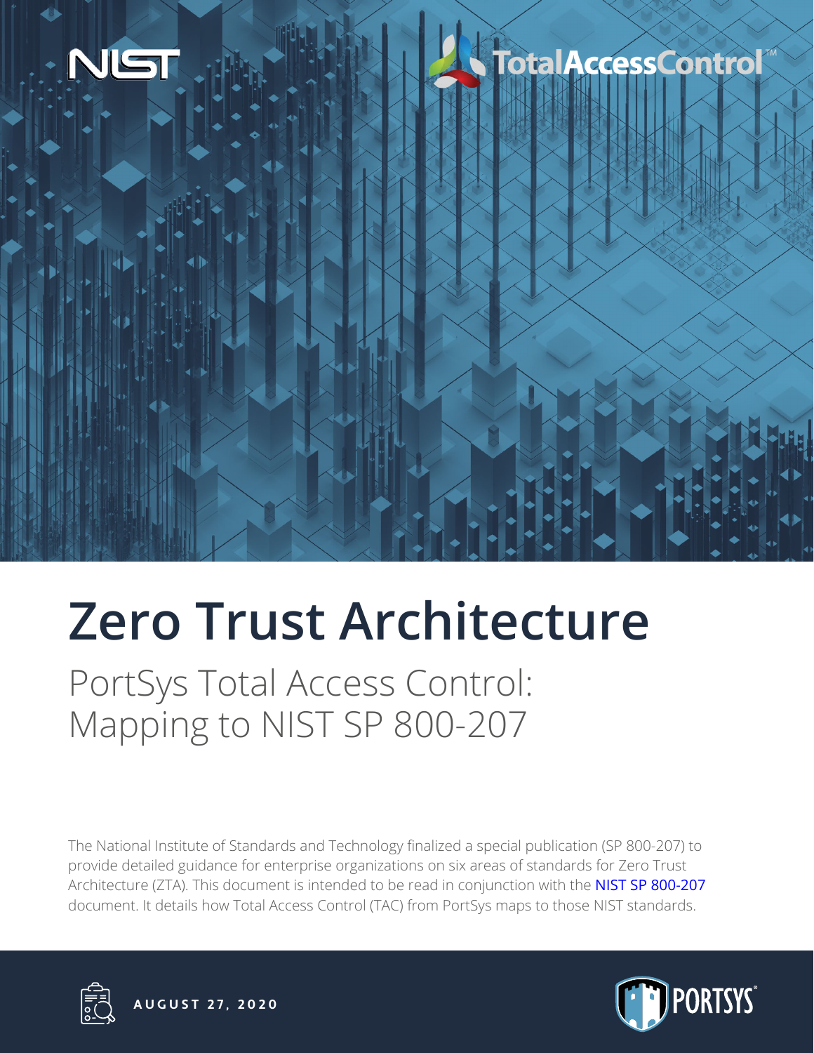NIST

TotalAccessControl™

# Zero Trust Architecture

## PortSys Total Access Control: Mapping to NIST SP 800-207

The National Institute of Standards and Technology finalized a special publication (SP 800-207) to provide detailed guidance for enterprise organizations on six areas of standards for Zero Trust Architecture (ZTA). This document is intended to be read in conjunction with the NIST SP 800-207 document. It details how Total Access Control (TAC) from PortSys maps to those NIST standards.

**AUGUST 27, 2020**

PORTSYS®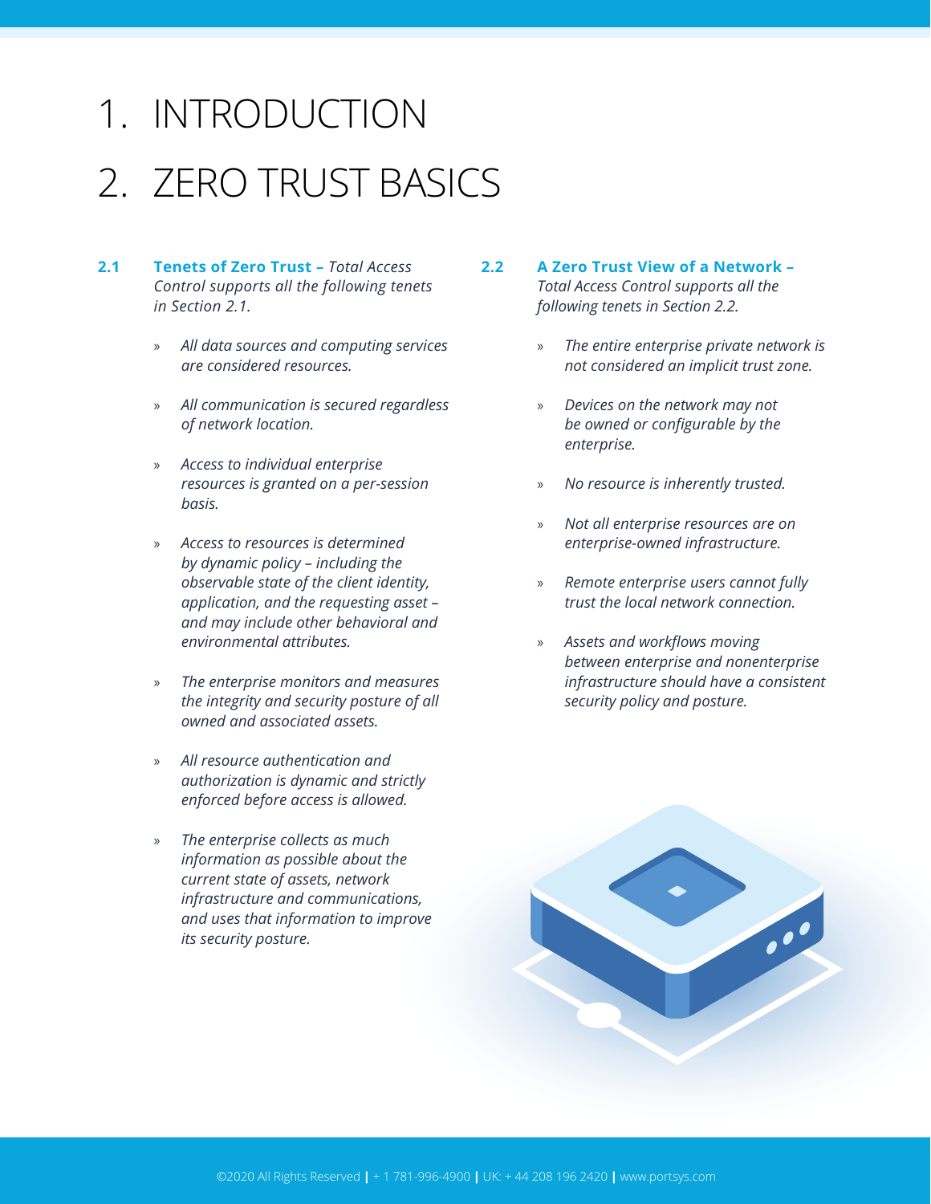# 1. INTRODUCTION

# 2. ZERO TRUST BASICS

### 2.1 Tenets of Zero Trust – *Total Access Control supports all the following tenets in Section 2.1.*

- *All data sources and computing services are considered resources.*
- *All communication is secured regardless of network location.*
- *Access to individual enterprise resources is granted on a per-session basis.*
- *Access to resources is determined by dynamic policy – including the observable state of the client identity, application, and the requesting asset – and may include other behavioral and environmental attributes.*
- *The enterprise monitors and measures the integrity and security posture of all owned and associated assets.*
- *All resource authentication and authorization is dynamic and strictly enforced before access is allowed.*
- *The enterprise collects as much information as possible about the current state of assets, network infrastructure and communications, and uses that information to improve its security posture.*

### 2.2 A Zero Trust View of a Network – *Total Access Control supports all the following tenets in Section 2.2.*

- *The entire enterprise private network is not considered an implicit trust zone.*
- *Devices on the network may not be owned or configurable by the enterprise.*
- *No resource is inherently trusted.*
- *Not all enterprise resources are on enterprise-owned infrastructure.*
- *Remote enterprise users cannot fully trust the local network connection.*
- *Assets and workflows moving between enterprise and nonenterprise infrastructure should have a consistent security policy and posture.*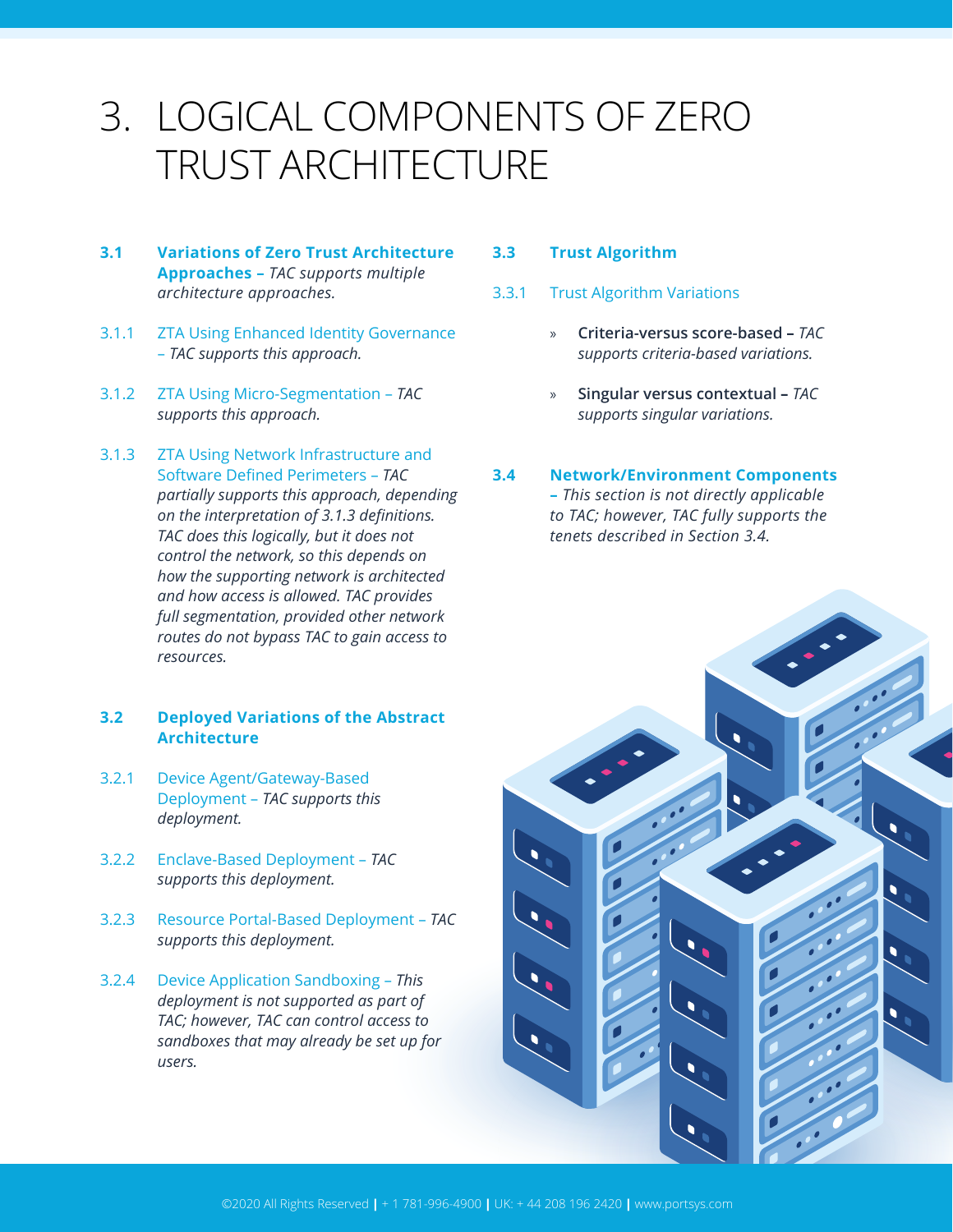# 3. LOGICAL COMPONENTS OF ZERO TRUST ARCHITECTURE

### 3.1 Variations of Zero Trust Architecture Approaches – *TAC supports multiple architecture approaches.*

**3.1.1 ZTA Using Enhanced Identity Governance** – *TAC supports this approach.*

**3.1.2 ZTA Using Micro-Segmentation** – *TAC supports this approach.*

**3.1.3 ZTA Using Network Infrastructure and Software Defined Perimeters** – *TAC partially supports this approach, depending on the interpretation of 3.1.3 definitions. TAC does this logically, but it does not control the network, so this depends on how the supporting network is architected and how access is allowed. TAC provides full segmentation, provided other network routes do not bypass TAC to gain access to resources.*

### 3.2 Deployed Variations of the Abstract Architecture

**3.2.1 Device Agent/Gateway-Based Deployment** – *TAC supports this deployment.*

**3.2.2 Enclave-Based Deployment** – *TAC supports this deployment.*

**3.2.3 Resource Portal-Based Deployment** – *TAC supports this deployment.*

**3.2.4 Device Application Sandboxing** – *This deployment is not supported as part of TAC; however, TAC can control access to sandboxes that may already be set up for users.*

### 3.3 Trust Algorithm

**3.3.1 Trust Algorithm Variations**

- **Criteria-versus score-based –** *TAC supports criteria-based variations.*
- **Singular versus contextual –** *TAC supports singular variations.*

### 3.4 Network/Environment Components – *This section is not directly applicable to TAC; however, TAC fully supports the tenets described in Section 3.4.*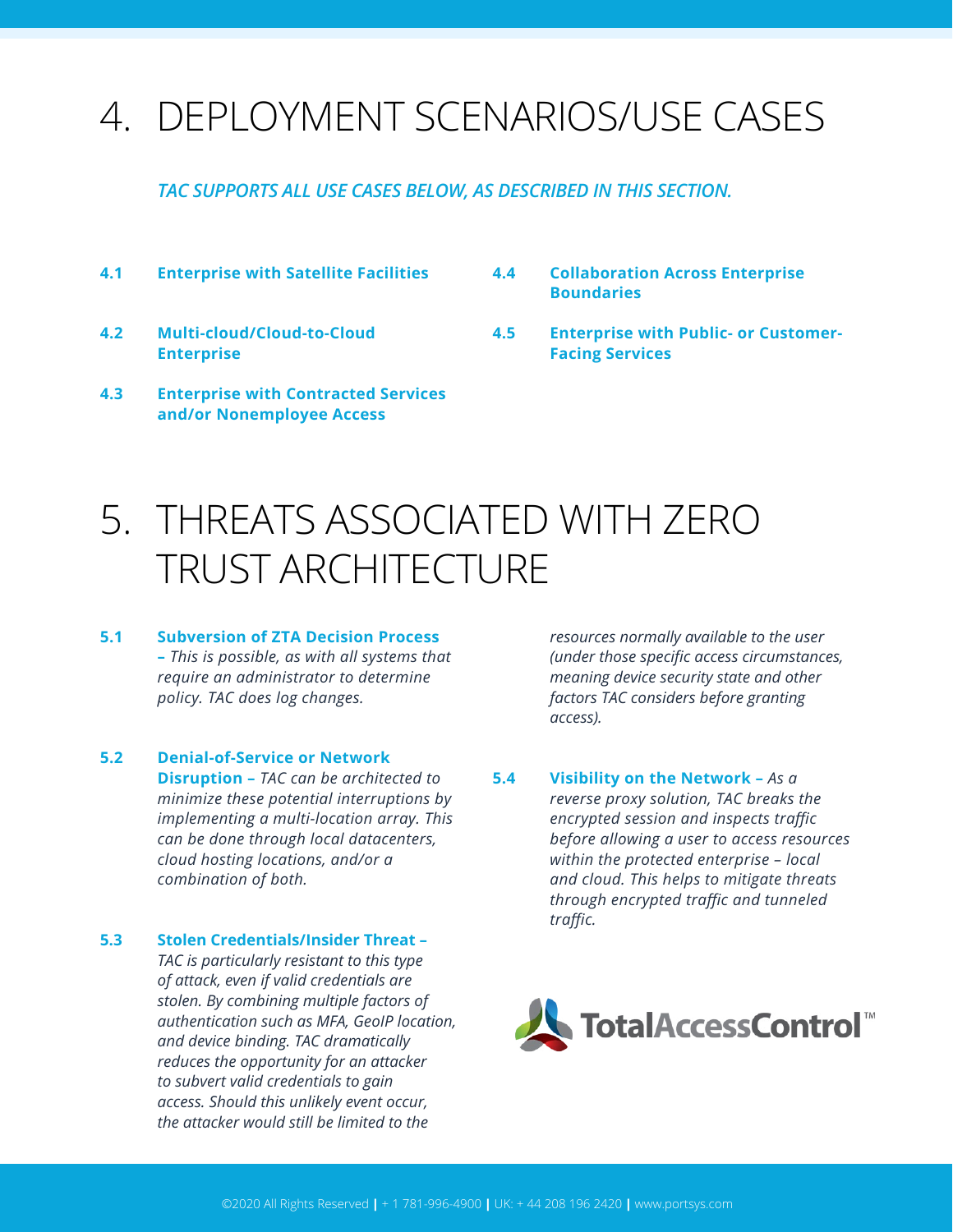# 4. DEPLOYMENT SCENARIOS/USE CASES

*TAC SUPPORTS ALL USE CASES BELOW, AS DESCRIBED IN THIS SECTION.*

**4.1 Enterprise with Satellite Facilities**

**4.2 Multi-cloud/Cloud-to-Cloud Enterprise**

**4.3 Enterprise with Contracted Services and/or Nonemployee Access**

**4.4 Collaboration Across Enterprise Boundaries**

**4.5 Enterprise with Public- or Customer-Facing Services**

# 5. THREATS ASSOCIATED WITH ZERO TRUST ARCHITECTURE

**5.1 Subversion of ZTA Decision Process** – *This is possible, as with all systems that require an administrator to determine policy. TAC does log changes.*

**5.2 Denial-of-Service or Network Disruption** – *TAC can be architected to minimize these potential interruptions by implementing a multi-location array. This can be done through local datacenters, cloud hosting locations, and/or a combination of both.*

**5.3 Stolen Credentials/Insider Threat** – *TAC is particularly resistant to this type of attack, even if valid credentials are stolen. By combining multiple factors of authentication such as MFA, GeoIP location, and device binding. TAC dramatically reduces the opportunity for an attacker to subvert valid credentials to gain access. Should this unlikely event occur, the attacker would still be limited to the resources normally available to the user (under those specific access circumstances, meaning device security state and other factors TAC considers before granting access).*

**5.4 Visibility on the Network** – *As a reverse proxy solution, TAC breaks the encrypted session and inspects traffic before allowing a user to access resources within the protected enterprise – local and cloud. This helps to mitigate threats through encrypted traffic and tunneled traffic.*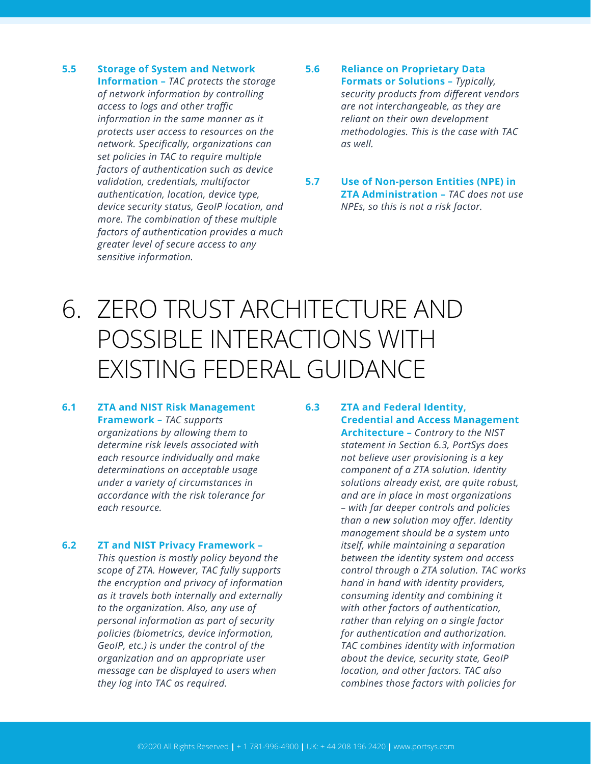**5.5 Storage of System and Network Information –** *TAC protects the storage of network information by controlling access to logs and other traffic information in the same manner as it protects user access to resources on the network. Specifically, organizations can set policies in TAC to require multiple factors of authentication such as device validation, credentials, multifactor authentication, location, device type, device security status, GeoIP location, and more. The combination of these multiple factors of authentication provides a much greater level of secure access to any sensitive information.*

**5.6 Reliance on Proprietary Data Formats or Solutions –** *Typically, security products from different vendors are not interchangeable, as they are reliant on their own development methodologies. This is the case with TAC as well.*

**5.7 Use of Non-person Entities (NPE) in ZTA Administration –** *TAC does not use NPEs, so this is not a risk factor.*

# 6. ZERO TRUST ARCHITECTURE AND POSSIBLE INTERACTIONS WITH EXISTING FEDERAL GUIDANCE

**6.1 ZTA and NIST Risk Management Framework –** *TAC supports organizations by allowing them to determine risk levels associated with each resource individually and make determinations on acceptable usage under a variety of circumstances in accordance with the risk tolerance for each resource.*

**6.2 ZT and NIST Privacy Framework –** *This question is mostly policy beyond the scope of ZTA. However, TAC fully supports the encryption and privacy of information as it travels both internally and externally to the organization. Also, any use of personal information as part of security policies (biometrics, device information, GeoIP, etc.) is under the control of the organization and an appropriate user message can be displayed to users when they log into TAC as required.*

**6.3 ZTA and Federal Identity, Credential and Access Management Architecture –** *Contrary to the NIST statement in Section 6.3, PortSys does not believe user provisioning is a key component of a ZTA solution. Identity solutions already exist, are quite robust, and are in place in most organizations – with far deeper controls and policies than a new solution may offer. Identity management should be a system unto itself, while maintaining a separation between the identity system and access control through a ZTA solution. TAC works hand in hand with identity providers, consuming identity and combining it with other factors of authentication, rather than relying on a single factor for authentication and authorization. TAC combines identity with information about the device, security state, GeoIP location, and other factors. TAC also combines those factors with policies for*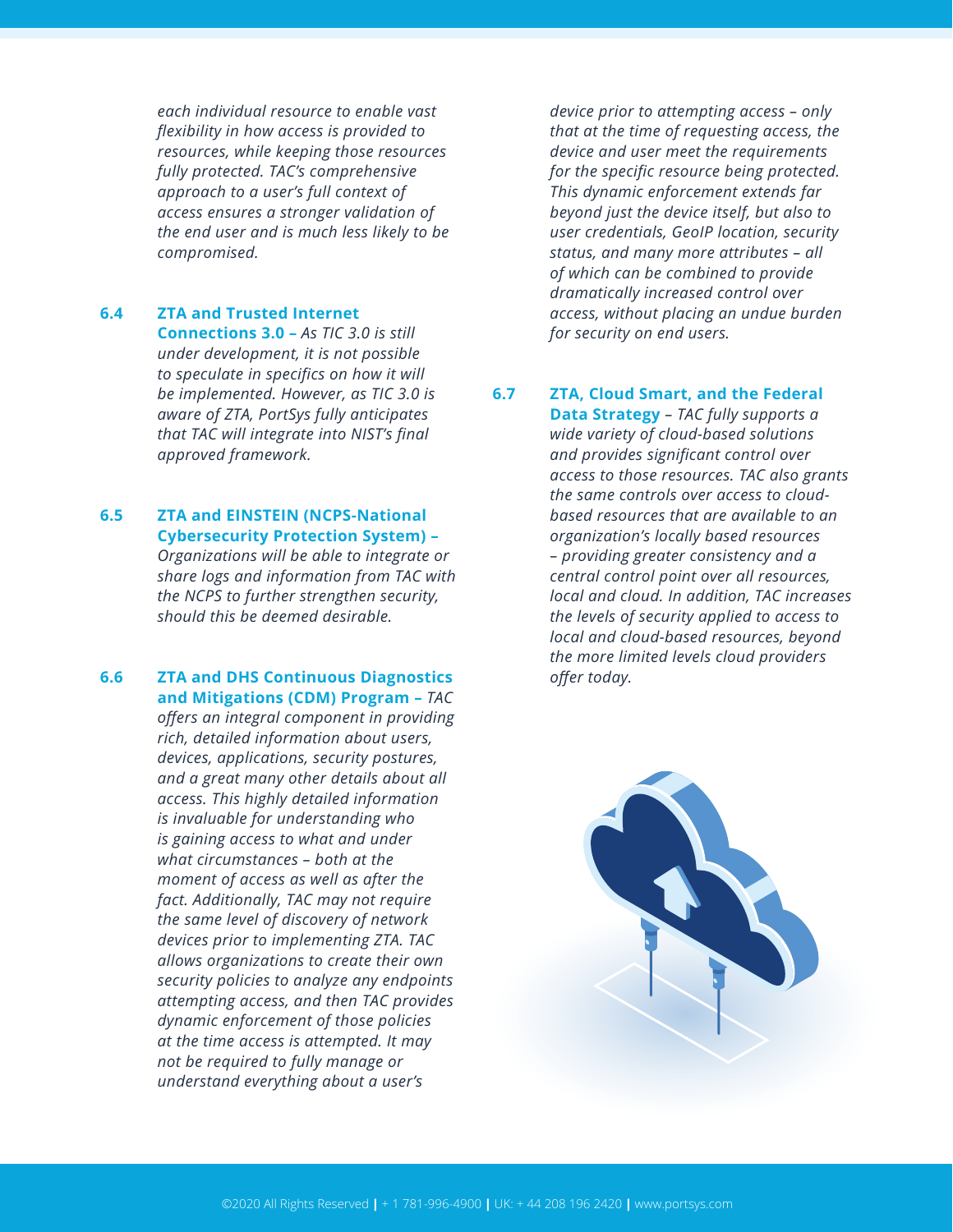*each individual resource to enable vast flexibility in how access is provided to resources, while keeping those resources fully protected. TAC's comprehensive approach to a user's full context of access ensures a stronger validation of the end user and is much less likely to be compromised.*

**6.4 ZTA and Trusted Internet Connections 3.0 –** *As TIC 3.0 is still under development, it is not possible to speculate in specifics on how it will be implemented. However, as TIC 3.0 is aware of ZTA, PortSys fully anticipates that TAC will integrate into NIST's final approved framework.*

**6.5 ZTA and EINSTEIN (NCPS-National Cybersecurity Protection System) –** *Organizations will be able to integrate or share logs and information from TAC with the NCPS to further strengthen security, should this be deemed desirable.*

**6.6 ZTA and DHS Continuous Diagnostics and Mitigations (CDM) Program –** *TAC offers an integral component in providing rich, detailed information about users, devices, applications, security postures, and a great many other details about all access. This highly detailed information is invaluable for understanding who is gaining access to what and under what circumstances – both at the moment of access as well as after the fact. Additionally, TAC may not require the same level of discovery of network devices prior to implementing ZTA. TAC allows organizations to create their own security policies to analyze any endpoints attempting access, and then TAC provides dynamic enforcement of those policies at the time access is attempted. It may not be required to fully manage or understand everything about a user's device prior to attempting access – only that at the time of requesting access, the device and user meet the requirements for the specific resource being protected. This dynamic enforcement extends far beyond just the device itself, but also to user credentials, GeoIP location, security status, and many more attributes – all of which can be combined to provide dramatically increased control over access, without placing an undue burden for security on end users.*

**6.7 ZTA, Cloud Smart, and the Federal Data Strategy –** *TAC fully supports a wide variety of cloud-based solutions and provides significant control over access to those resources. TAC also grants the same controls over access to cloud-based resources that are available to an organization's locally based resources – providing greater consistency and a central control point over all resources, local and cloud. In addition, TAC increases the levels of security applied to access to local and cloud-based resources, beyond the more limited levels cloud providers offer today.*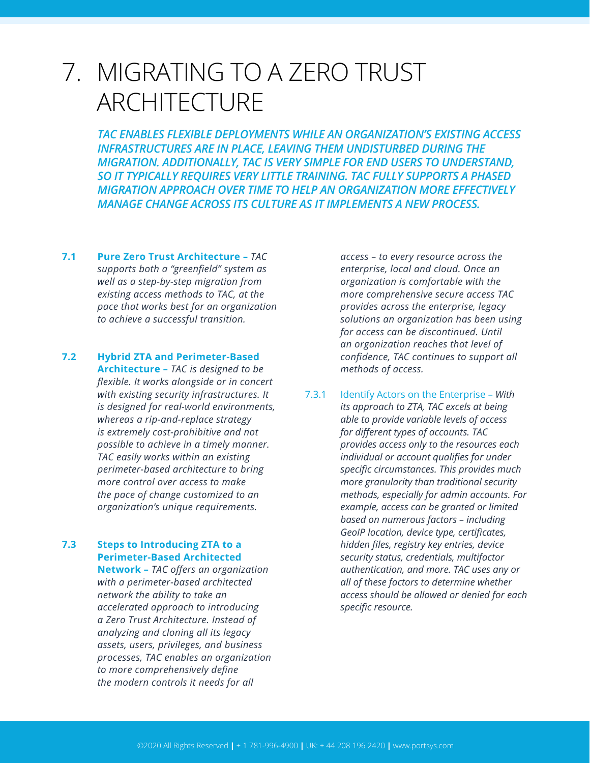# 7. MIGRATING TO A ZERO TRUST ARCHITECTURE

***TAC ENABLES FLEXIBLE DEPLOYMENTS WHILE AN ORGANIZATION'S EXISTING ACCESS INFRASTRUCTURES ARE IN PLACE, LEAVING THEM UNDISTURBED DURING THE MIGRATION. ADDITIONALLY, TAC IS VERY SIMPLE FOR END USERS TO UNDERSTAND, SO IT TYPICALLY REQUIRES VERY LITTLE TRAINING. TAC FULLY SUPPORTS A PHASED MIGRATION APPROACH OVER TIME TO HELP AN ORGANIZATION MORE EFFECTIVELY MANAGE CHANGE ACROSS ITS CULTURE AS IT IMPLEMENTS A NEW PROCESS.***

**7.1 Pure Zero Trust Architecture –** *TAC supports both a "greenfield" system as well as a step-by-step migration from existing access methods to TAC, at the pace that works best for an organization to achieve a successful transition.*

**7.2 Hybrid ZTA and Perimeter-Based Architecture –** *TAC is designed to be flexible. It works alongside or in concert with existing security infrastructures. It is designed for real-world environments, whereas a rip-and-replace strategy is extremely cost-prohibitive and not possible to achieve in a timely manner. TAC easily works within an existing perimeter-based architecture to bring more control over access to make the pace of change customized to an organization's unique requirements.*

**7.3 Steps to Introducing ZTA to a Perimeter-Based Architected Network –** *TAC offers an organization with a perimeter-based architected network the ability to take an accelerated approach to introducing a Zero Trust Architecture. Instead of analyzing and cloning all its legacy assets, users, privileges, and business processes, TAC enables an organization to more comprehensively define the modern controls it needs for all access – to every resource across the enterprise, local and cloud. Once an organization is comfortable with the more comprehensive secure access TAC provides across the enterprise, legacy solutions an organization has been using for access can be discontinued. Until an organization reaches that level of confidence, TAC continues to support all methods of access.*

7.3.1 Identify Actors on the Enterprise – *With its approach to ZTA, TAC excels at being able to provide variable levels of access for different types of accounts. TAC provides access only to the resources each individual or account qualifies for under specific circumstances. This provides much more granularity than traditional security methods, especially for admin accounts. For example, access can be granted or limited based on numerous factors – including GeoIP location, device type, certificates, hidden files, registry key entries, device security status, credentials, multifactor authentication, and more. TAC uses any or all of these factors to determine whether access should be allowed or denied for each specific resource.*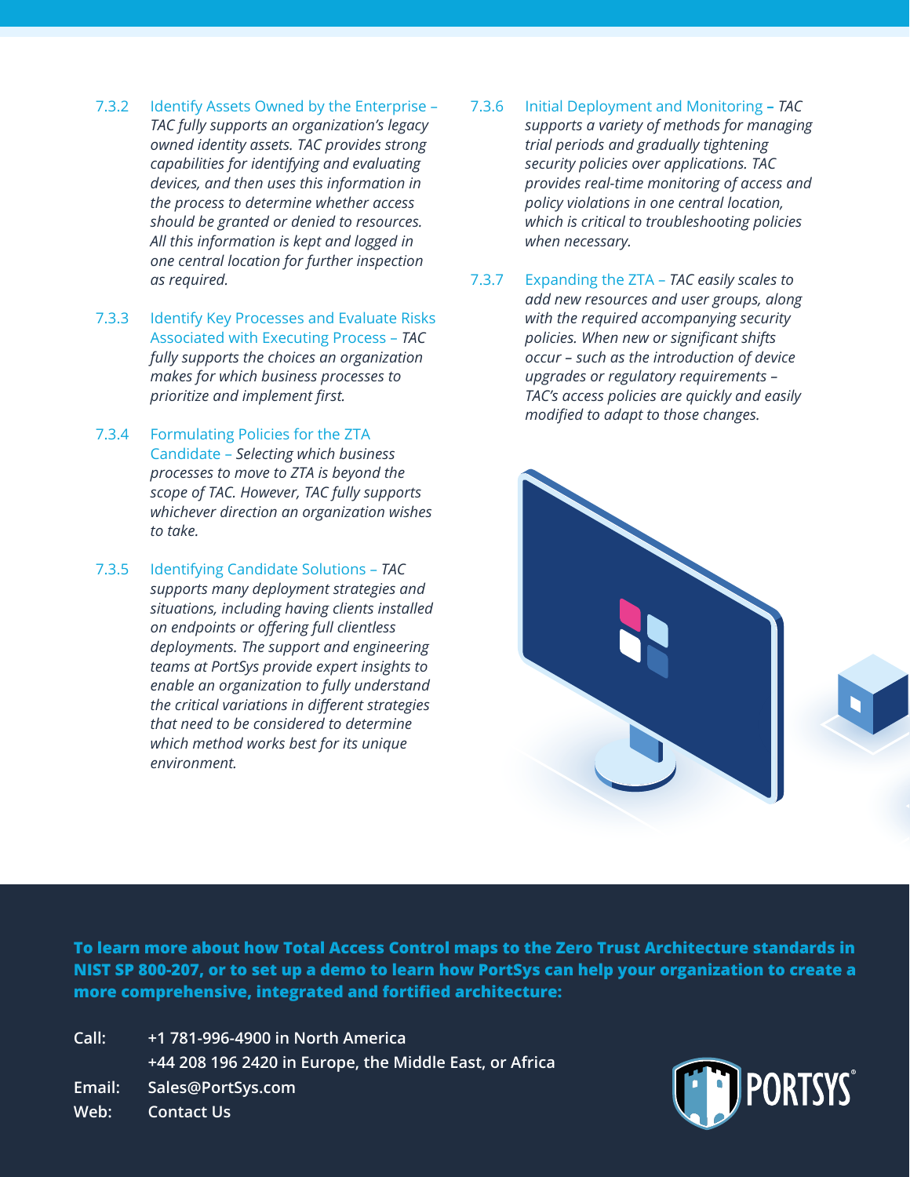7.3.2 Identify Assets Owned by the Enterprise – *TAC fully supports an organization's legacy owned identity assets. TAC provides strong capabilities for identifying and evaluating devices, and then uses this information in the process to determine whether access should be granted or denied to resources. All this information is kept and logged in one central location for further inspection as required.*

7.3.3 Identify Key Processes and Evaluate Risks Associated with Executing Process – *TAC fully supports the choices an organization makes for which business processes to prioritize and implement first.*

7.3.4 Formulating Policies for the ZTA Candidate – *Selecting which business processes to move to ZTA is beyond the scope of TAC. However, TAC fully supports whichever direction an organization wishes to take.*

7.3.5 Identifying Candidate Solutions – *TAC supports many deployment strategies and situations, including having clients installed on endpoints or offering full clientless deployments. The support and engineering teams at PortSys provide expert insights to enable an organization to fully understand the critical variations in different strategies that need to be considered to determine which method works best for its unique environment.*

7.3.6 Initial Deployment and Monitoring – *TAC supports a variety of methods for managing trial periods and gradually tightening security policies over applications. TAC provides real-time monitoring of access and policy violations in one central location, which is critical to troubleshooting policies when necessary.*

7.3.7 Expanding the ZTA – *TAC easily scales to add new resources and user groups, along with the required accompanying security policies. When new or significant shifts occur – such as the introduction of device upgrades or regulatory requirements – TAC's access policies are quickly and easily modified to adapt to those changes.*

**To learn more about how Total Access Control maps to the Zero Trust Architecture standards in NIST SP 800-207, or to set up a demo to learn how PortSys can help your organization to create a more comprehensive, integrated and fortified architecture:**

Call: +1 781-996-4900 in North America
+44 208 196 2420 in Europe, the Middle East, or Africa
Email: Sales@PortSys.com
Web: Contact Us

PORTSYS®